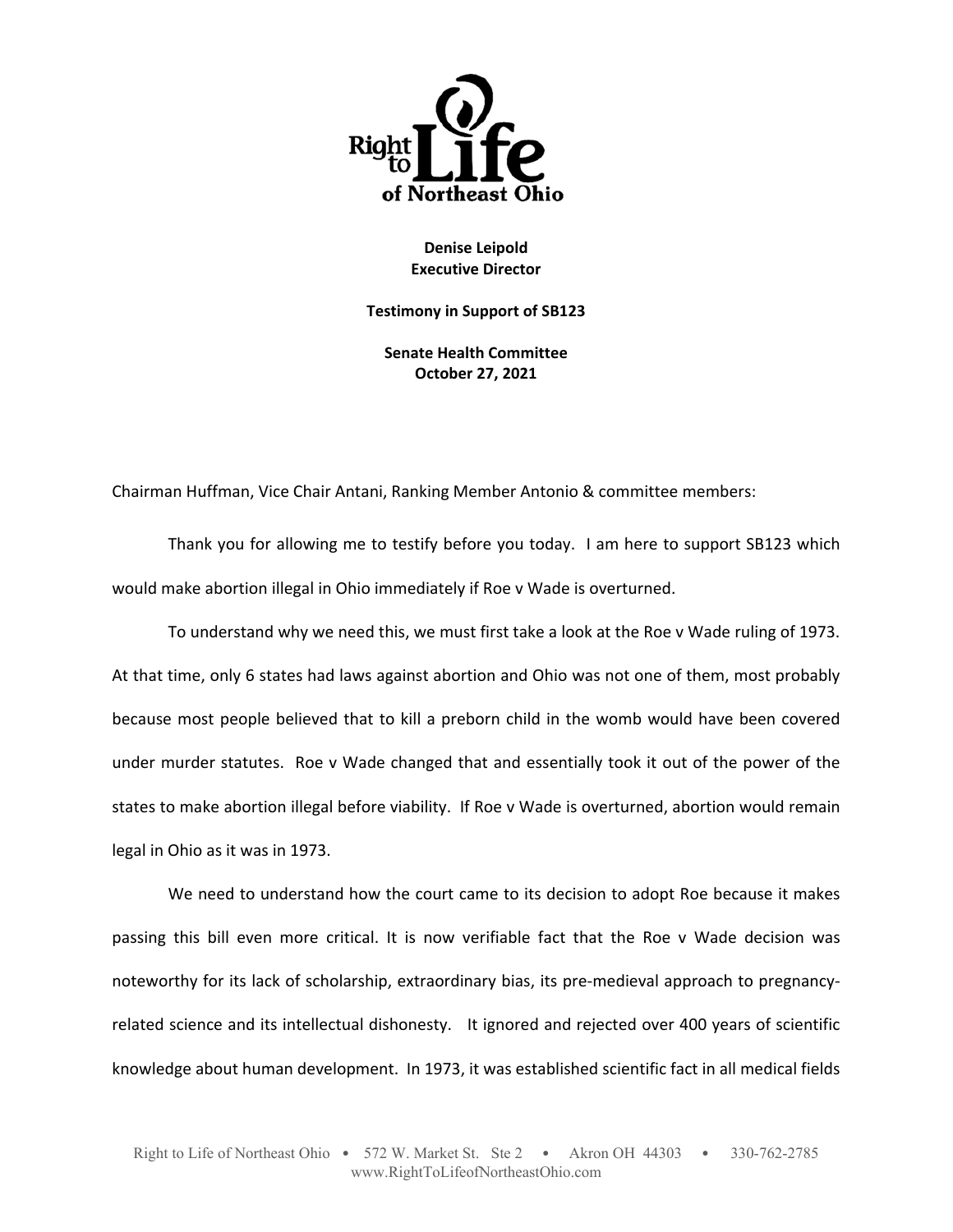**Right to Life of Northeast Ohio**

**Denise Leipold**
**Executive Director**

**Testimony in Support of SB123**

**Senate Health Committee**
**October 27, 2021**

Chairman Huffman, Vice Chair Antani, Ranking Member Antonio & committee members:

Thank you for allowing me to testify before you today. I am here to support SB123 which would make abortion illegal in Ohio immediately if Roe v Wade is overturned.

To understand why we need this, we must first take a look at the Roe v Wade ruling of 1973. At that time, only 6 states had laws against abortion and Ohio was not one of them, most probably because most people believed that to kill a preborn child in the womb would have been covered under murder statutes. Roe v Wade changed that and essentially took it out of the power of the states to make abortion illegal before viability. If Roe v Wade is overturned, abortion would remain legal in Ohio as it was in 1973.

We need to understand how the court came to its decision to adopt Roe because it makes passing this bill even more critical. It is now verifiable fact that the Roe v Wade decision was noteworthy for its lack of scholarship, extraordinary bias, its pre-medieval approach to pregnancy-related science and its intellectual dishonesty. It ignored and rejected over 400 years of scientific knowledge about human development. In 1973, it was established scientific fact in all medical fields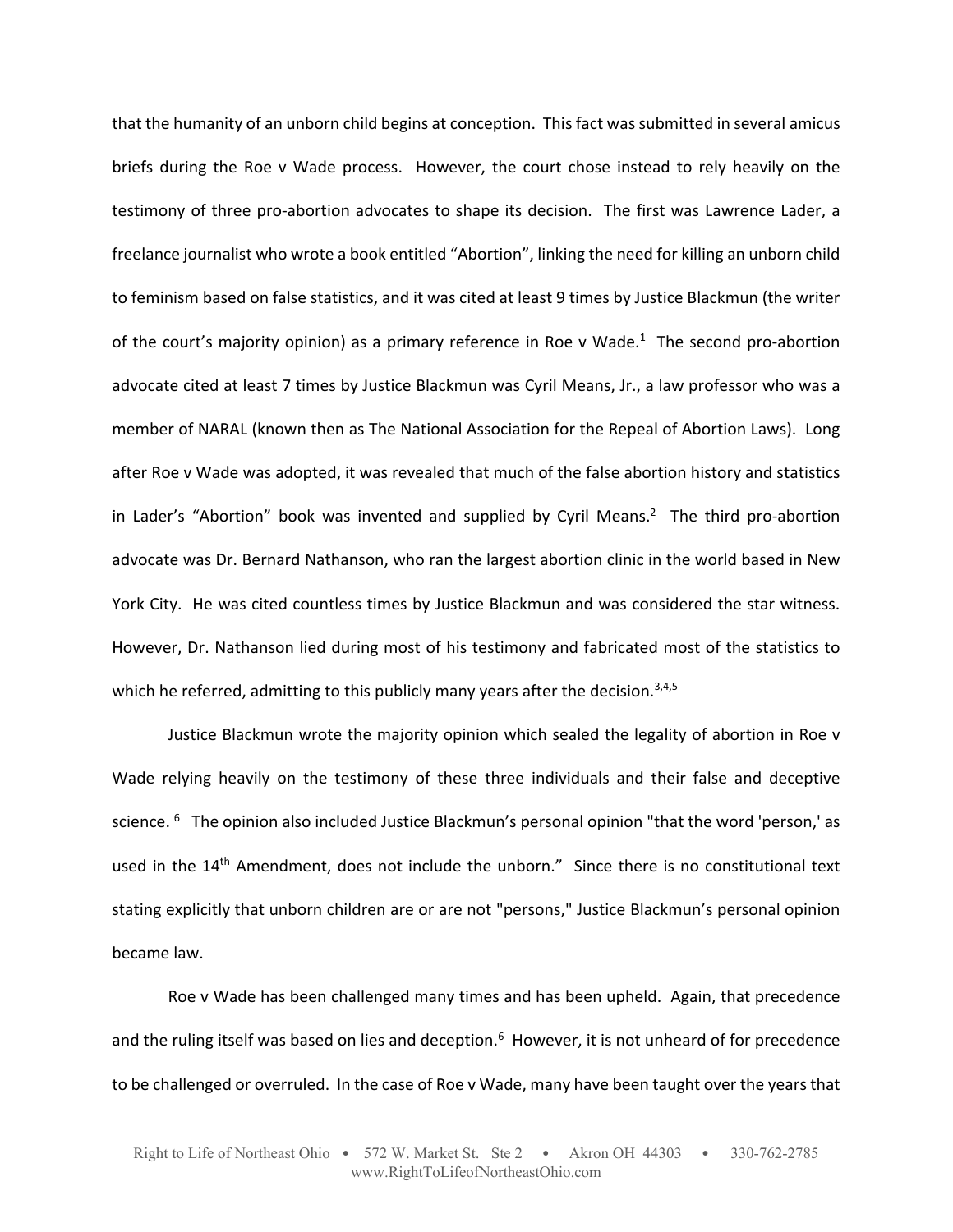that the humanity of an unborn child begins at conception. This fact was submitted in several amicus briefs during the Roe v Wade process. However, the court chose instead to rely heavily on the testimony of three pro-abortion advocates to shape its decision. The first was Lawrence Lader, a freelance journalist who wrote a book entitled "Abortion", linking the need for killing an unborn child to feminism based on false statistics, and it was cited at least 9 times by Justice Blackmun (the writer of the court's majority opinion) as a primary reference in Roe v Wade.[1] The second pro-abortion advocate cited at least 7 times by Justice Blackmun was Cyril Means, Jr., a law professor who was a member of NARAL (known then as The National Association for the Repeal of Abortion Laws). Long after Roe v Wade was adopted, it was revealed that much of the false abortion history and statistics in Lader's "Abortion" book was invented and supplied by Cyril Means.[2] The third pro-abortion advocate was Dr. Bernard Nathanson, who ran the largest abortion clinic in the world based in New York City. He was cited countless times by Justice Blackmun and was considered the star witness. However, Dr. Nathanson lied during most of his testimony and fabricated most of the statistics to which he referred, admitting to this publicly many years after the decision.[3,4,5]

Justice Blackmun wrote the majority opinion which sealed the legality of abortion in Roe v Wade relying heavily on the testimony of these three individuals and their false and deceptive science.[6] The opinion also included Justice Blackmun's personal opinion "that the word 'person,' as used in the 14th Amendment, does not include the unborn." Since there is no constitutional text stating explicitly that unborn children are or are not "persons," Justice Blackmun's personal opinion became law.

Roe v Wade has been challenged many times and has been upheld. Again, that precedence and the ruling itself was based on lies and deception.[6] However, it is not unheard of for precedence to be challenged or overruled. In the case of Roe v Wade, many have been taught over the years that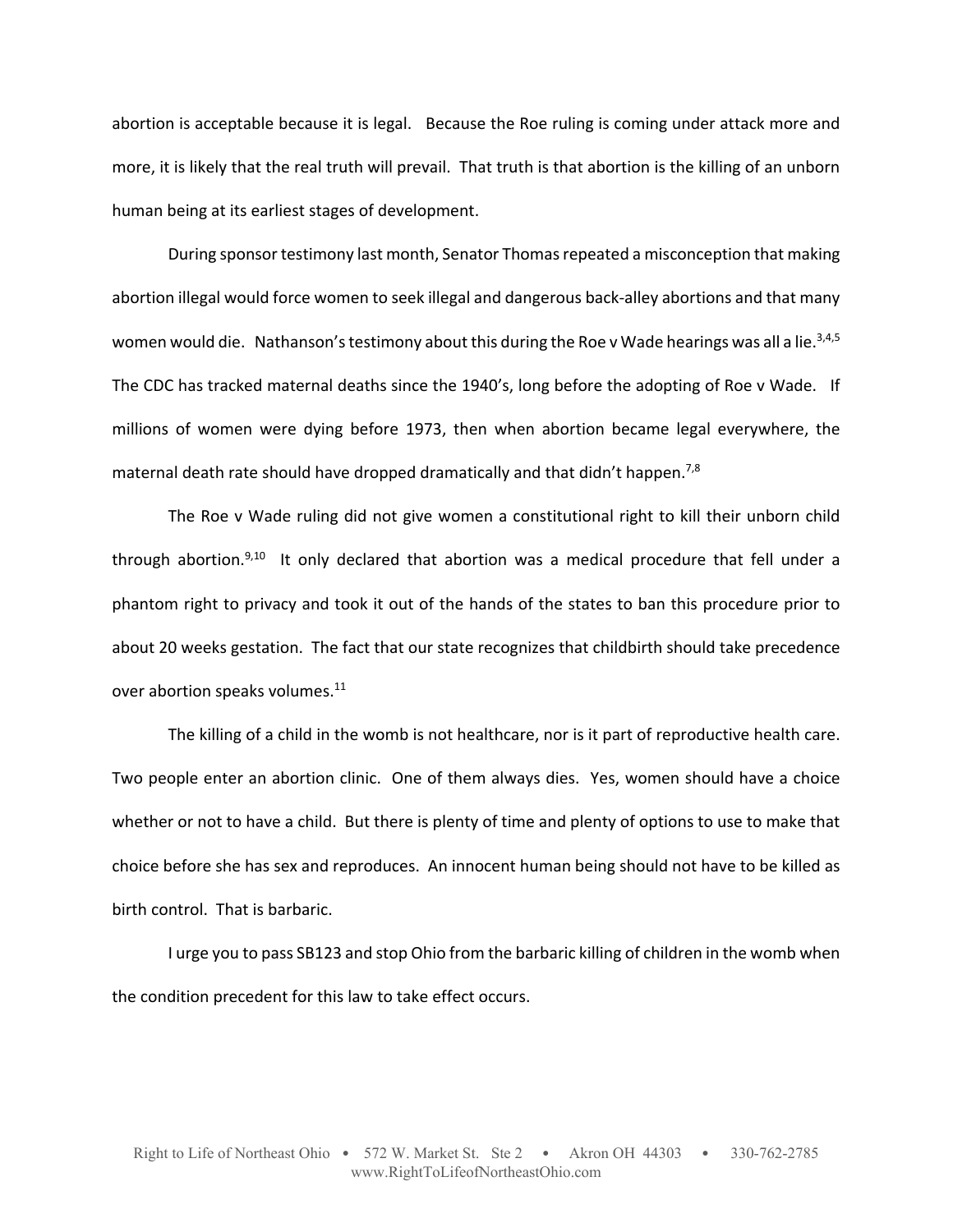abortion is acceptable because it is legal. Because the Roe ruling is coming under attack more and more, it is likely that the real truth will prevail. That truth is that abortion is the killing of an unborn human being at its earliest stages of development.

During sponsor testimony last month, Senator Thomas repeated a misconception that making abortion illegal would force women to seek illegal and dangerous back-alley abortions and that many women would die. Nathanson's testimony about this during the Roe v Wade hearings was all a lie.[3,4,5] The CDC has tracked maternal deaths since the 1940's, long before the adopting of Roe v Wade. If millions of women were dying before 1973, then when abortion became legal everywhere, the maternal death rate should have dropped dramatically and that didn't happen.[7,8]

The Roe v Wade ruling did not give women a constitutional right to kill their unborn child through abortion.[9,10] It only declared that abortion was a medical procedure that fell under a phantom right to privacy and took it out of the hands of the states to ban this procedure prior to about 20 weeks gestation. The fact that our state recognizes that childbirth should take precedence over abortion speaks volumes.[11]

The killing of a child in the womb is not healthcare, nor is it part of reproductive health care. Two people enter an abortion clinic. One of them always dies. Yes, women should have a choice whether or not to have a child. But there is plenty of time and plenty of options to use to make that choice before she has sex and reproduces. An innocent human being should not have to be killed as birth control. That is barbaric.

I urge you to pass SB123 and stop Ohio from the barbaric killing of children in the womb when the condition precedent for this law to take effect occurs.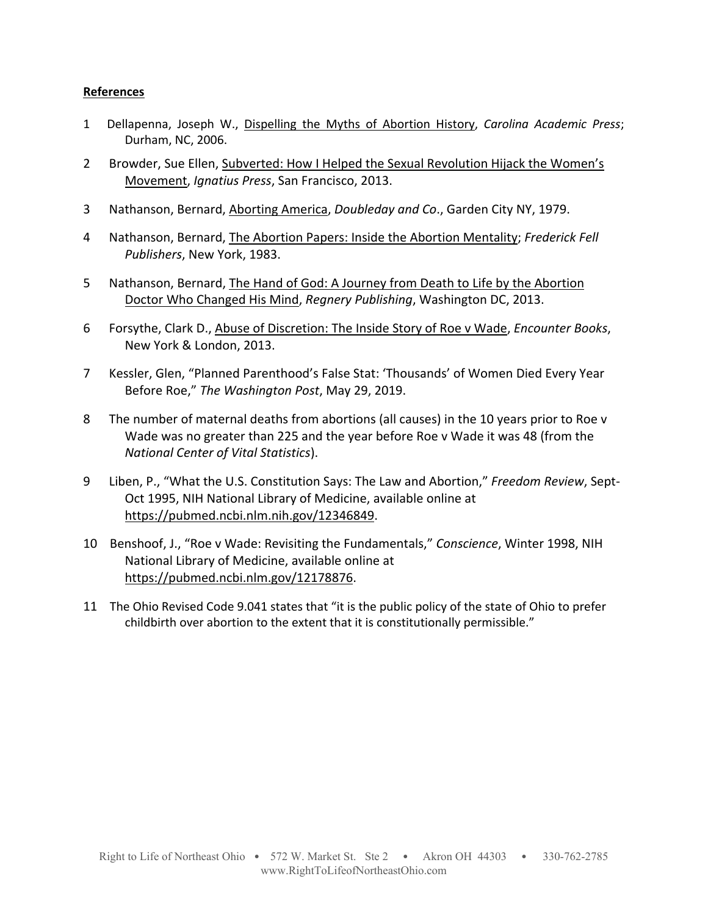**References**

1. Dellapenna, Joseph W., Dispelling the Myths of Abortion History, *Carolina Academic Press*; Durham, NC, 2006.

2. Browder, Sue Ellen, Subverted: How I Helped the Sexual Revolution Hijack the Women's Movement, *Ignatius Press*, San Francisco, 2013.

3. Nathanson, Bernard, Aborting America, *Doubleday and Co*., Garden City NY, 1979.

4. Nathanson, Bernard, The Abortion Papers: Inside the Abortion Mentality; *Frederick Fell Publishers*, New York, 1983.

5. Nathanson, Bernard, The Hand of God: A Journey from Death to Life by the Abortion Doctor Who Changed His Mind, *Regnery Publishing*, Washington DC, 2013.

6. Forsythe, Clark D., Abuse of Discretion: The Inside Story of Roe v Wade, *Encounter Books*, New York & London, 2013.

7. Kessler, Glen, "Planned Parenthood's False Stat: 'Thousands' of Women Died Every Year Before Roe," *The Washington Post*, May 29, 2019.

8. The number of maternal deaths from abortions (all causes) in the 10 years prior to Roe v Wade was no greater than 225 and the year before Roe v Wade it was 48 (from the *National Center of Vital Statistics*).

9. Liben, P., "What the U.S. Constitution Says: The Law and Abortion," *Freedom Review*, Sept-Oct 1995, NIH National Library of Medicine, available online at https://pubmed.ncbi.nlm.nih.gov/12346849.

10. Benshoof, J., "Roe v Wade: Revisiting the Fundamentals," *Conscience*, Winter 1998, NIH National Library of Medicine, available online at https://pubmed.ncbi.nlm.gov/12178876.

11. The Ohio Revised Code 9.041 states that "it is the public policy of the state of Ohio to prefer childbirth over abortion to the extent that it is constitutionally permissible."